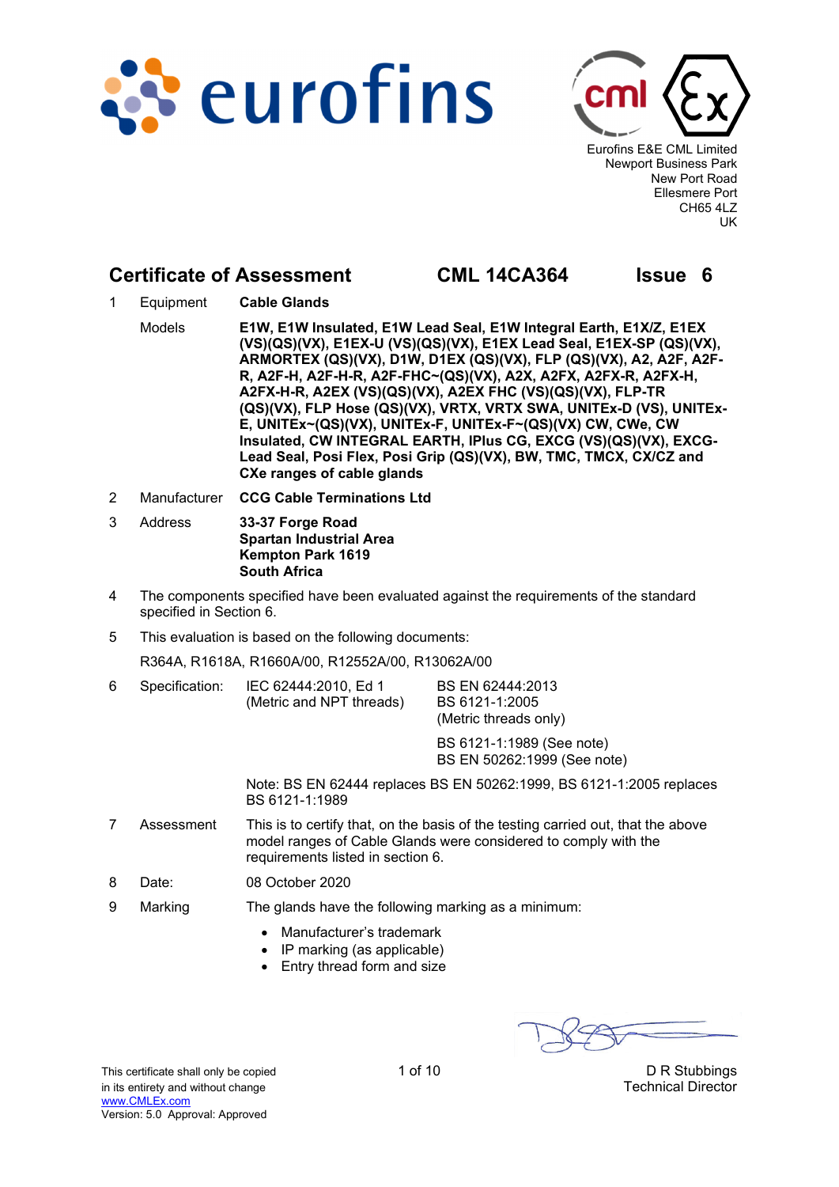eurofins

Eurofins E&E CML Limited
Newport Business Park
New Port Road
Ellesmere Port
CH65 4LZ
UK

## Certificate of Assessment  CML 14CA364  Issue 6

1 Equipment **Cable Glands**

Models **E1W, E1W Insulated, E1W Lead Seal, E1W Integral Earth, E1X/Z, E1EX (VS)(QS)(VX), E1EX-U (VS)(QS)(VX), E1EX Lead Seal, E1EX-SP (QS)(VX), ARMORTEX (QS)(VX), D1W, D1EX (QS)(VX), FLP (QS)(VX), A2, A2F, A2F-R, A2F-H, A2F-H-R, A2F-FHC~(QS)(VX), A2X, A2FX, A2FX-R, A2FX-H, A2FX-H-R, A2EX (VS)(QS)(VX), A2EX FHC (VS)(QS)(VX), FLP-TR (QS)(VX), FLP Hose (QS)(VX), VRTX, VRTX SWA, UNITEx-D (VS), UNITEx-E, UNITEx~(QS)(VX), UNITEx-F, UNITEx-F~(QS)(VX) CW, CWe, CW Insulated, CW INTEGRAL EARTH, IPlus CG, EXCG (VS)(QS)(VX), EXCG-Lead Seal, Posi Flex, Posi Grip (QS)(VX), BW, TMC, TMCX, CX/CZ and CXe ranges of cable glands**

2 Manufacturer **CCG Cable Terminations Ltd**

3 Address **33-37 Forge Road**
**Spartan Industrial Area**
**Kempton Park 1619**
**South Africa**

4 The components specified have been evaluated against the requirements of the standard specified in Section 6.

5 This evaluation is based on the following documents:

R364A, R1618A, R1660A/00, R12552A/00, R13062A/00

6 Specification: IEC 62444:2010, Ed 1 (Metric and NPT threads)

BS EN 62444:2013
BS 6121-1:2005
(Metric threads only)

BS 6121-1:1989 (See note)
BS EN 50262:1999 (See note)

Note: BS EN 62444 replaces BS EN 50262:1999, BS 6121-1:2005 replaces BS 6121-1:1989

7 Assessment This is to certify that, on the basis of the testing carried out, that the above model ranges of Cable Glands were considered to comply with the requirements listed in section 6.

8 Date: 08 October 2020

9 Marking The glands have the following marking as a minimum:

- Manufacturer's trademark
- IP marking (as applicable)
- Entry thread form and size

D R Stubbings
Technical Director

This certificate shall only be copied in its entirety and without change
www.CMLEx.com
Version: 5.0 Approval: Approved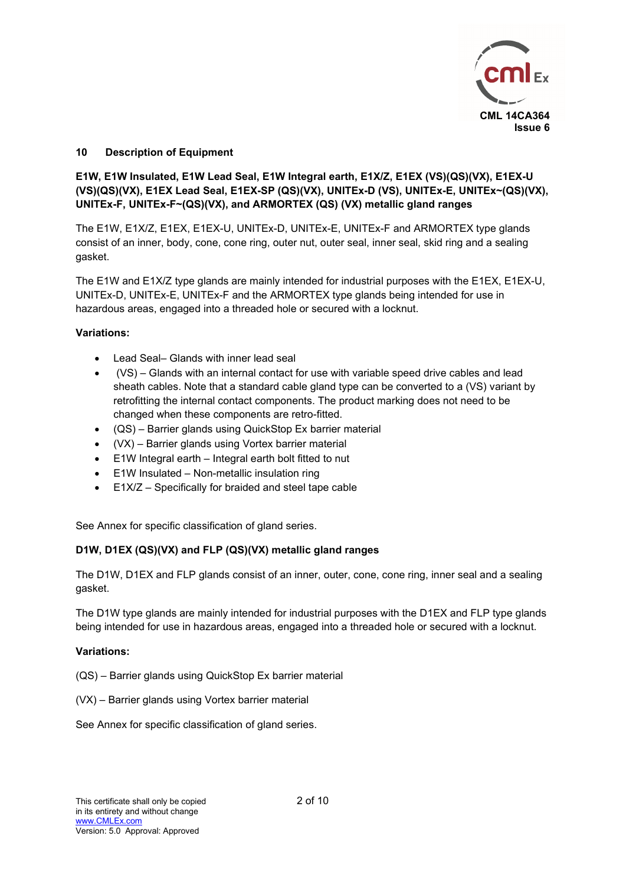## 10 Description of Equipment

**E1W, E1W Insulated, E1W Lead Seal, E1W Integral earth, E1X/Z, E1EX (VS)(QS)(VX), E1EX-U (VS)(QS)(VX), E1EX Lead Seal, E1EX-SP (QS)(VX), UNITEx-D (VS), UNITEx-E, UNITEx~(QS)(VX), UNITEx-F, UNITEx-F~(QS)(VX), and ARMORTEX (QS) (VX) metallic gland ranges**

The E1W, E1X/Z, E1EX, E1EX-U, UNITEx-D, UNITEx-E, UNITEx-F and ARMORTEX type glands consist of an inner, body, cone, cone ring, outer nut, outer seal, inner seal, skid ring and a sealing gasket.

The E1W and E1X/Z type glands are mainly intended for industrial purposes with the E1EX, E1EX-U, UNITEx-D, UNITEx-E, UNITEx-F and the ARMORTEX type glands being intended for use in hazardous areas, engaged into a threaded hole or secured with a locknut.

**Variations:**

- Lead Seal– Glands with inner lead seal
- (VS) – Glands with an internal contact for use with variable speed drive cables and lead sheath cables. Note that a standard cable gland type can be converted to a (VS) variant by retrofitting the internal contact components. The product marking does not need to be changed when these components are retro-fitted.
- (QS) – Barrier glands using QuickStop Ex barrier material
- (VX) – Barrier glands using Vortex barrier material
- E1W Integral earth – Integral earth bolt fitted to nut
- E1W Insulated – Non-metallic insulation ring
- E1X/Z – Specifically for braided and steel tape cable

See Annex for specific classification of gland series.

**D1W, D1EX (QS)(VX) and FLP (QS)(VX) metallic gland ranges**

The D1W, D1EX and FLP glands consist of an inner, outer, cone, cone ring, inner seal and a sealing gasket.

The D1W type glands are mainly intended for industrial purposes with the D1EX and FLP type glands being intended for use in hazardous areas, engaged into a threaded hole or secured with a locknut.

**Variations:**

(QS) – Barrier glands using QuickStop Ex barrier material

(VX) – Barrier glands using Vortex barrier material

See Annex for specific classification of gland series.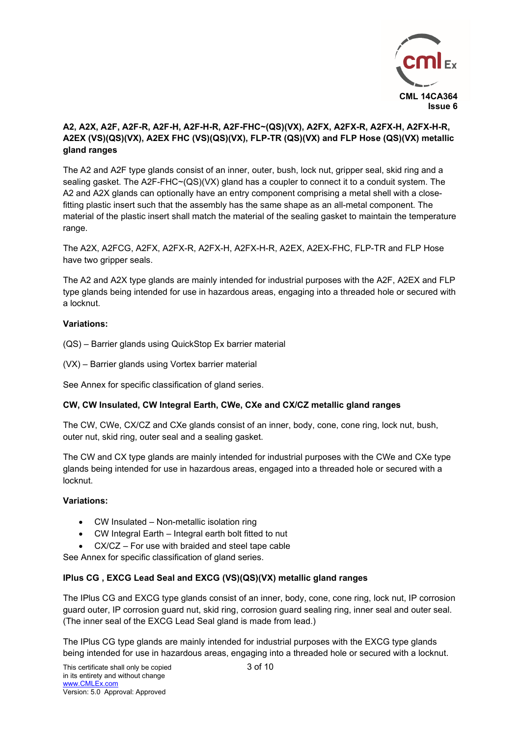**A2, A2X, A2F, A2F-R, A2F-H, A2F-H-R, A2F-FHC~(QS)(VX), A2FX, A2FX-R, A2FX-H, A2FX-H-R, A2EX (VS)(QS)(VX), A2EX FHC (VS)(QS)(VX), FLP-TR (QS)(VX) and FLP Hose (QS)(VX) metallic gland ranges**

The A2 and A2F type glands consist of an inner, outer, bush, lock nut, gripper seal, skid ring and a sealing gasket. The A2F-FHC~(QS)(VX) gland has a coupler to connect it to a conduit system. The A2 and A2X glands can optionally have an entry component comprising a metal shell with a close-fitting plastic insert such that the assembly has the same shape as an all-metal component. The material of the plastic insert shall match the material of the sealing gasket to maintain the temperature range.

The A2X, A2FCG, A2FX, A2FX-R, A2FX-H, A2FX-H-R, A2EX, A2EX-FHC, FLP-TR and FLP Hose have two gripper seals.

The A2 and A2X type glands are mainly intended for industrial purposes with the A2F, A2EX and FLP type glands being intended for use in hazardous areas, engaging into a threaded hole or secured with a locknut.

**Variations:**

(QS) – Barrier glands using QuickStop Ex barrier material

(VX) – Barrier glands using Vortex barrier material

See Annex for specific classification of gland series.

**CW, CW Insulated, CW Integral Earth, CWe, CXe and CX/CZ metallic gland ranges**

The CW, CWe, CX/CZ and CXe glands consist of an inner, body, cone, cone ring, lock nut, bush, outer nut, skid ring, outer seal and a sealing gasket.

The CW and CX type glands are mainly intended for industrial purposes with the CWe and CXe type glands being intended for use in hazardous areas, engaged into a threaded hole or secured with a locknut.

**Variations:**

- CW Insulated – Non-metallic isolation ring
- CW Integral Earth – Integral earth bolt fitted to nut
- CX/CZ – For use with braided and steel tape cable

See Annex for specific classification of gland series.

**IPlus CG , EXCG Lead Seal and EXCG (VS)(QS)(VX) metallic gland ranges**

The IPlus CG and EXCG type glands consist of an inner, body, cone, cone ring, lock nut, IP corrosion guard outer, IP corrosion guard nut, skid ring, corrosion guard sealing ring, inner seal and outer seal. (The inner seal of the EXCG Lead Seal gland is made from lead.)

The IPlus CG type glands are mainly intended for industrial purposes with the EXCG type glands being intended for use in hazardous areas, engaging into a threaded hole or secured with a locknut.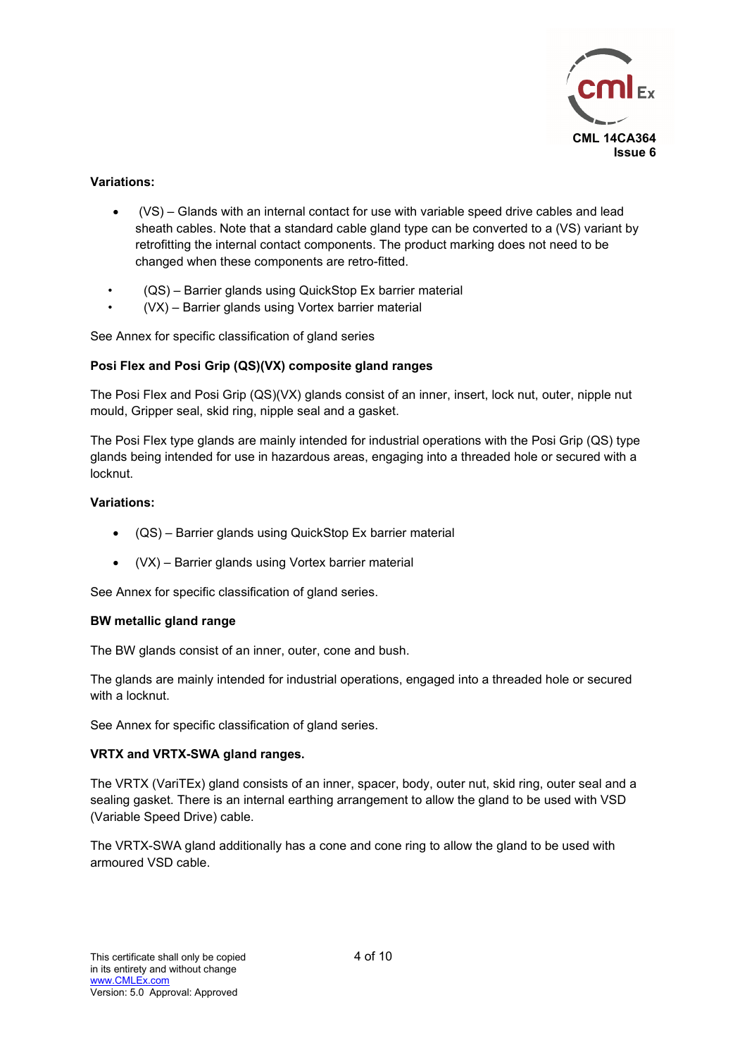**Variations:**

- (VS) – Glands with an internal contact for use with variable speed drive cables and lead sheath cables. Note that a standard cable gland type can be converted to a (VS) variant by retrofitting the internal contact components. The product marking does not need to be changed when these components are retro-fitted.
- (QS) – Barrier glands using QuickStop Ex barrier material
- (VX) – Barrier glands using Vortex barrier material

See Annex for specific classification of gland series

**Posi Flex and Posi Grip (QS)(VX) composite gland ranges**

The Posi Flex and Posi Grip (QS)(VX) glands consist of an inner, insert, lock nut, outer, nipple nut mould, Gripper seal, skid ring, nipple seal and a gasket.

The Posi Flex type glands are mainly intended for industrial operations with the Posi Grip (QS) type glands being intended for use in hazardous areas, engaging into a threaded hole or secured with a locknut.

**Variations:**

- (QS) – Barrier glands using QuickStop Ex barrier material
- (VX) – Barrier glands using Vortex barrier material

See Annex for specific classification of gland series.

**BW metallic gland range**

The BW glands consist of an inner, outer, cone and bush.

The glands are mainly intended for industrial operations, engaged into a threaded hole or secured with a locknut.

See Annex for specific classification of gland series.

**VRTX and VRTX-SWA gland ranges.**

The VRTX (VariTEx) gland consists of an inner, spacer, body, outer nut, skid ring, outer seal and a sealing gasket. There is an internal earthing arrangement to allow the gland to be used with VSD (Variable Speed Drive) cable.

The VRTX-SWA gland additionally has a cone and cone ring to allow the gland to be used with armoured VSD cable.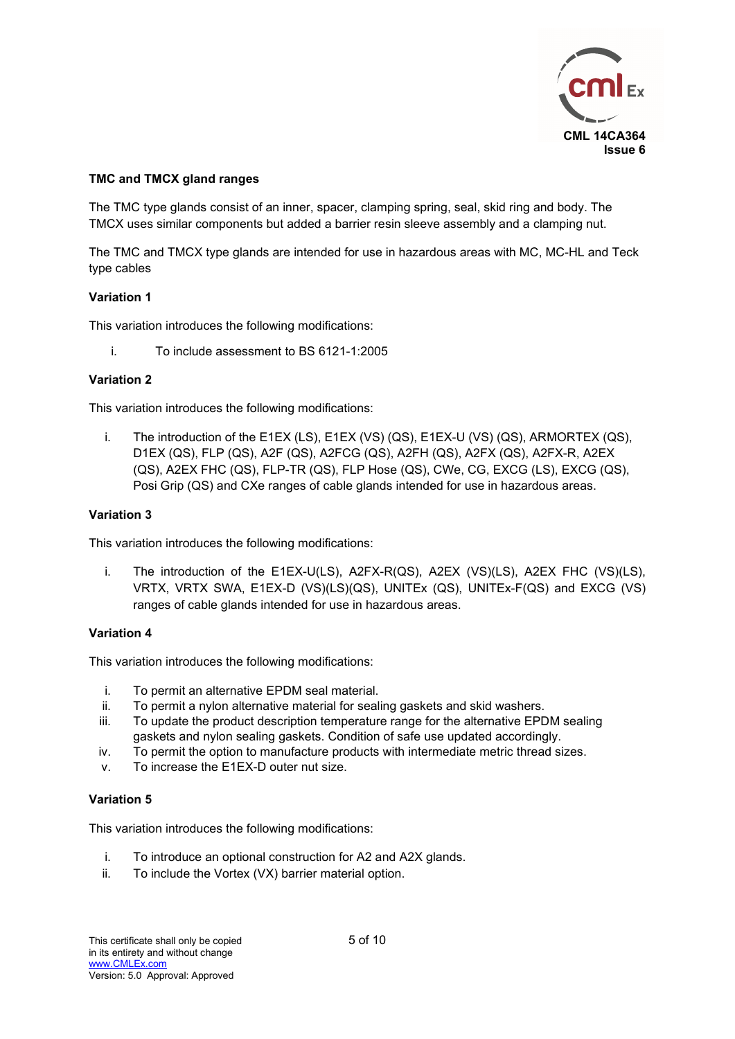**TMC and TMCX gland ranges**

The TMC type glands consist of an inner, spacer, clamping spring, seal, skid ring and body. The TMCX uses similar components but added a barrier resin sleeve assembly and a clamping nut.

The TMC and TMCX type glands are intended for use in hazardous areas with MC, MC-HL and Teck type cables

**Variation 1**

This variation introduces the following modifications:

i. To include assessment to BS 6121-1:2005

**Variation 2**

This variation introduces the following modifications:

i. The introduction of the E1EX (LS), E1EX (VS) (QS), E1EX-U (VS) (QS), ARMORTEX (QS), D1EX (QS), FLP (QS), A2F (QS), A2FCG (QS), A2FH (QS), A2FX (QS), A2FX-R, A2EX (QS), A2EX FHC (QS), FLP-TR (QS), FLP Hose (QS), CWe, CG, EXCG (LS), EXCG (QS), Posi Grip (QS) and CXe ranges of cable glands intended for use in hazardous areas.

**Variation 3**

This variation introduces the following modifications:

i. The introduction of the E1EX-U(LS), A2FX-R(QS), A2EX (VS)(LS), A2EX FHC (VS)(LS), VRTX, VRTX SWA, E1EX-D (VS)(LS)(QS), UNITEx (QS), UNITEx-F(QS) and EXCG (VS) ranges of cable glands intended for use in hazardous areas.

**Variation 4**

This variation introduces the following modifications:

i. To permit an alternative EPDM seal material.
ii. To permit a nylon alternative material for sealing gaskets and skid washers.
iii. To update the product description temperature range for the alternative EPDM sealing gaskets and nylon sealing gaskets. Condition of safe use updated accordingly.
iv. To permit the option to manufacture products with intermediate metric thread sizes.
v. To increase the E1EX-D outer nut size.

**Variation 5**

This variation introduces the following modifications:

i. To introduce an optional construction for A2 and A2X glands.
ii. To include the Vortex (VX) barrier material option.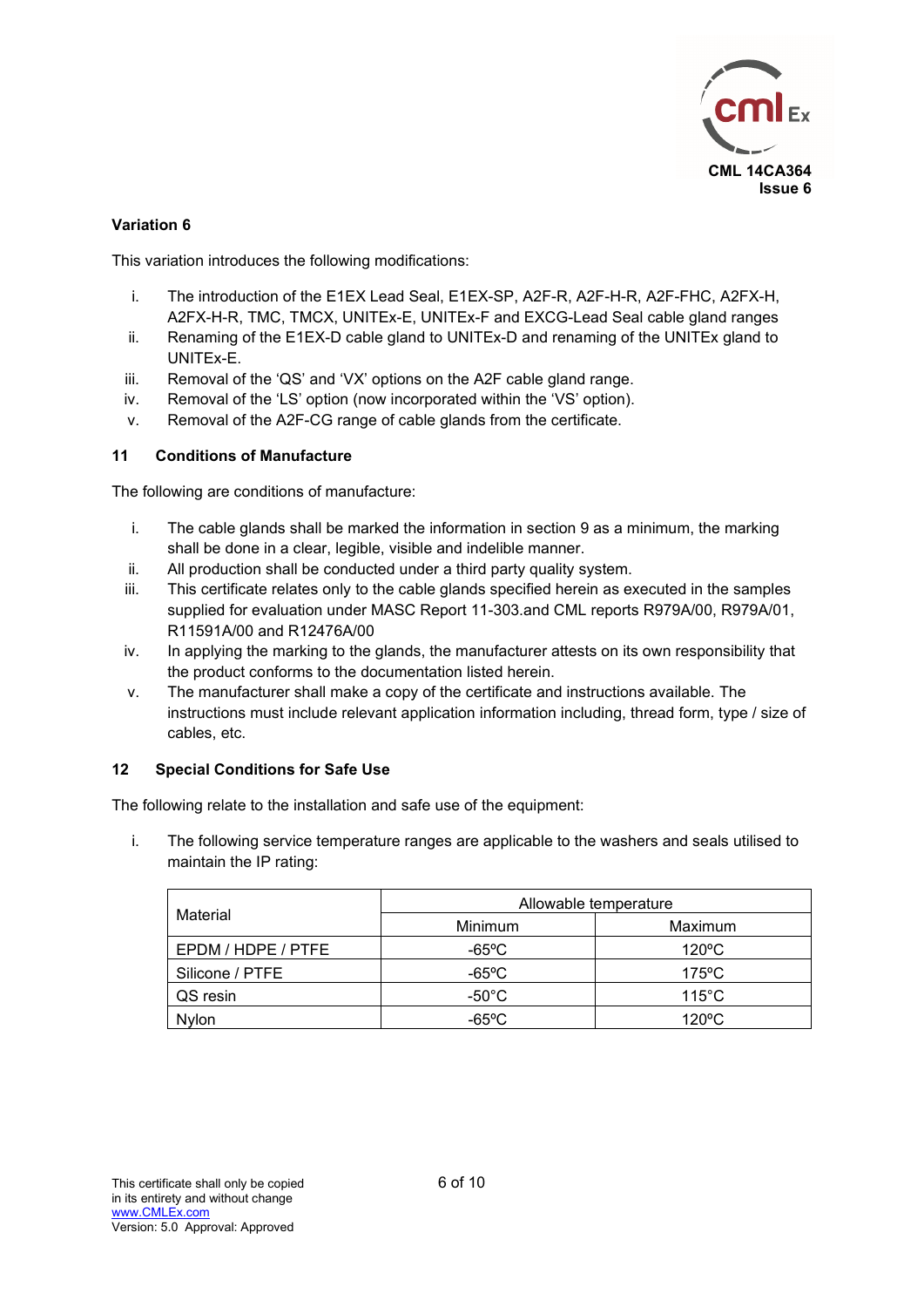**Variation 6**

This variation introduces the following modifications:

i. The introduction of the E1EX Lead Seal, E1EX-SP, A2F-R, A2F-H-R, A2F-FHC, A2FX-H, A2FX-H-R, TMC, TMCX, UNITEx-E, UNITEx-F and EXCG-Lead Seal cable gland ranges
ii. Renaming of the E1EX-D cable gland to UNITEx-D and renaming of the UNITEx gland to UNITEx-E.
iii. Removal of the 'QS' and 'VX' options on the A2F cable gland range.
iv. Removal of the 'LS' option (now incorporated within the 'VS' option).
v. Removal of the A2F-CG range of cable glands from the certificate.

## 11 Conditions of Manufacture

The following are conditions of manufacture:

i. The cable glands shall be marked the information in section 9 as a minimum, the marking shall be done in a clear, legible, visible and indelible manner.
ii. All production shall be conducted under a third party quality system.
iii. This certificate relates only to the cable glands specified herein as executed in the samples supplied for evaluation under MASC Report 11-303.and CML reports R979A/00, R979A/01, R11591A/00 and R12476A/00
iv. In applying the marking to the glands, the manufacturer attests on its own responsibility that the product conforms to the documentation listed herein.
v. The manufacturer shall make a copy of the certificate and instructions available. The instructions must include relevant application information including, thread form, type / size of cables, etc.

## 12 Special Conditions for Safe Use

The following relate to the installation and safe use of the equipment:

i. The following service temperature ranges are applicable to the washers and seals utilised to maintain the IP rating:

| Material | Allowable temperature | |
|---|---|---|
| | Minimum | Maximum |
| EPDM / HDPE / PTFE | -65ºC | 120ºC |
| Silicone / PTFE | -65ºC | 175ºC |
| QS resin | -50°C | 115°C |
| Nylon | -65ºC | 120ºC |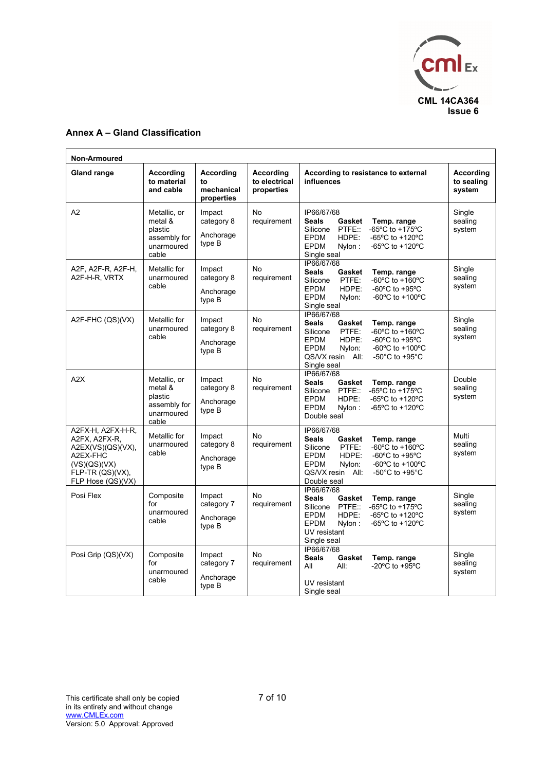CML 14CA364
Issue 6

## Annex A – Gland Classification

| Non-Armoured | | | | | |
|---|---|---|---|---|---|
| **Gland range** | **According to material and cable** | **According to mechanical properties** | **According to electrical properties** | **According to resistance to external influences** | **According to sealing system** |
| A2 | Metallic, or metal & plastic assembly for unarmoured cable | Impact category 8<br>Anchorage type B | No requirement | IP66/67/68<br>**Seals** **Gasket** **Temp. range**<br>Silicone PTFE:: -65ºC to +175ºC<br>EPDM HDPE: -65ºC to +120ºC<br>EPDM Nylon : -65ºC to +120ºC<br>Single seal | Single sealing system |
| A2F, A2F-R, A2F-H, A2F-H-R, VRTX | Metallic for unarmoured cable | Impact category 8<br>Anchorage type B | No requirement | IP66/67/68<br>**Seals** **Gasket** **Temp. range**<br>Silicone PTFE: -60ºC to +160ºC<br>EPDM HDPE: -60ºC to +95ºC<br>EPDM Nylon: -60ºC to +100ºC<br>Single seal | Single sealing system |
| A2F-FHC (QS)(VX) | Metallic for unarmoured cable | Impact category 8<br>Anchorage type B | No requirement | IP66/67/68<br>**Seals** **Gasket** **Temp. range**<br>Silicone PTFE: -60ºC to +160ºC<br>EPDM HDPE: -60ºC to +95ºC<br>EPDM Nylon: -60ºC to +100ºC<br>QS/VX resin All: -50°C to +95°C<br>Single seal | Single sealing system |
| A2X | Metallic, or metal & plastic assembly for unarmoured cable | Impact category 8<br>Anchorage type B | No requirement | IP66/67/68<br>**Seals** **Gasket** **Temp. range**<br>Silicone PTFE:: -65ºC to +175ºC<br>EPDM HDPE: -65ºC to +120ºC<br>EPDM Nylon : -65ºC to +120ºC<br>Double seal | Double sealing system |
| A2FX-H, A2FX-H-R, A2FX, A2FX-R, A2EX(VS)(QS)(VX), A2EX-FHC (VS)(QS)(VX) FLP-TR (QS)(VX), FLP Hose (QS)(VX) | Metallic for unarmoured cable | Impact category 8<br>Anchorage type B | No requirement | IP66/67/68<br>**Seals** **Gasket** **Temp. range**<br>Silicone PTFE: -60ºC to +160ºC<br>EPDM HDPE: -60ºC to +95ºC<br>EPDM Nylon: -60ºC to +100ºC<br>QS/VX resin All: -50°C to +95°C<br>Double seal | Multi sealing system |
| Posi Flex | Composite for unarmoured cable | Impact category 7<br>Anchorage type B | No requirement | IP66/67/68<br>**Seals** **Gasket** **Temp. range**<br>Silicone PTFE:: -65ºC to +175ºC<br>EPDM HDPE: -65ºC to +120ºC<br>EPDM Nylon : -65ºC to +120ºC<br>UV resistant<br>Single seal | Single sealing system |
| Posi Grip (QS)(VX) | Composite for unarmoured cable | Impact category 7<br>Anchorage type B | No requirement | IP66/67/68<br>**Seals** **Gasket** **Temp. range**<br>All All: -20ºC to +95ºC<br>UV resistant<br>Single seal | Single sealing system |

This certificate shall only be copied in its entirety and without change
www.CMLEx.com
Version: 5.0 Approval: Approved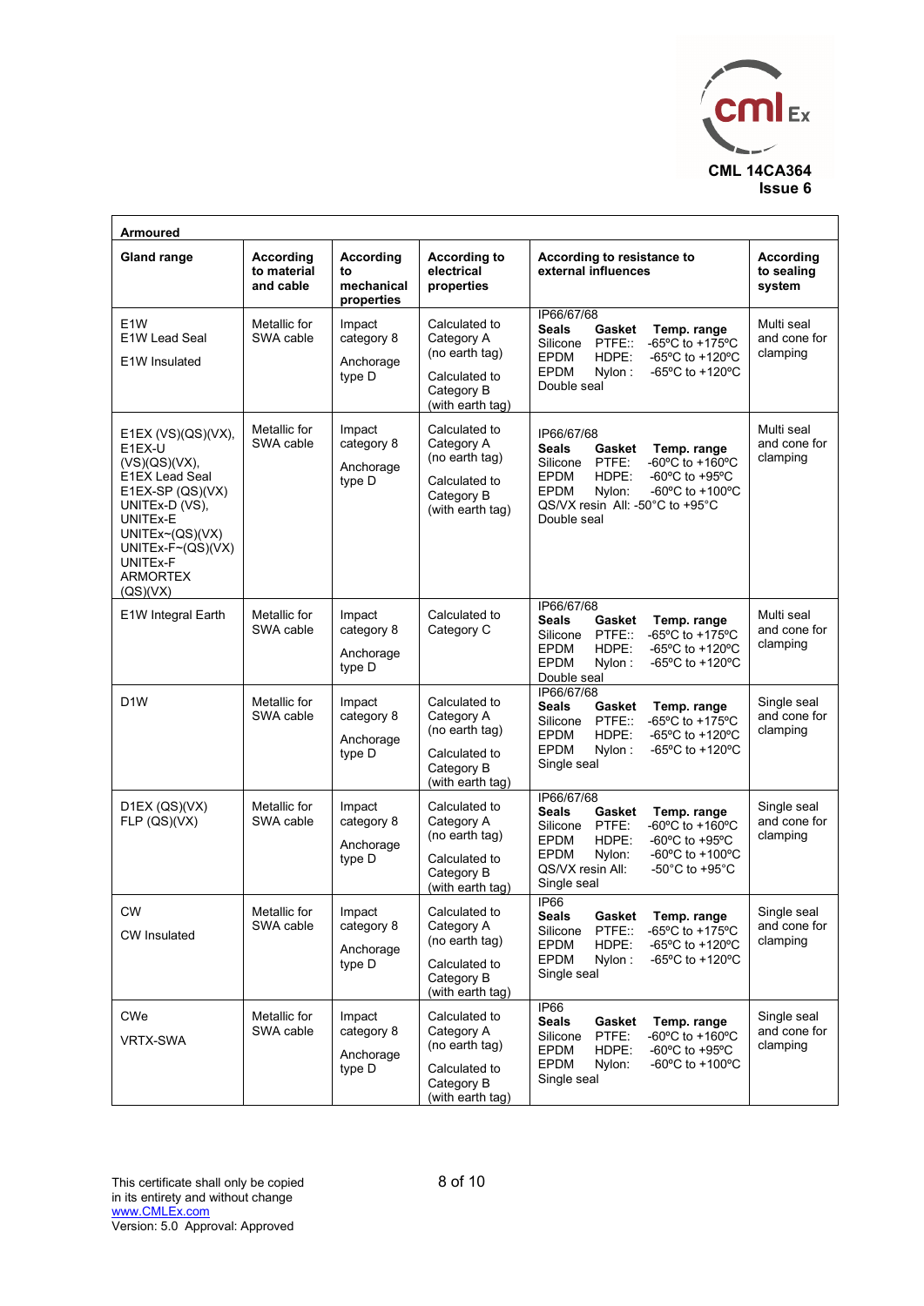CML 14CA364
Issue 6

| Armoured | | | | | |
|---|---|---|---|---|---|
| **Gland range** | **According to material and cable** | **According to mechanical properties** | **According to electrical properties** | **According to resistance to external influences** | **According to sealing system** |
| E1W<br>E1W Lead Seal<br>E1W Insulated | Metallic for SWA cable | Impact category 8<br>Anchorage type D | Calculated to Category A (no earth tag)<br>Calculated to Category B (with earth tag) | IP66/67/68<br>**Seals / Gasket / Temp. range**<br>Silicone / PTFE:: / -65ºC to +175ºC<br>EPDM / HDPE: / -65ºC to +120ºC<br>EPDM / Nylon : / -65ºC to +120ºC<br>Double seal | Multi seal and cone for clamping |
| E1EX (VS)(QS)(VX),<br>E1EX-U (VS)(QS)(VX),<br>E1EX Lead Seal<br>E1EX-SP (QS)(VX)<br>UNITEx-D (VS),<br>UNITEx-E<br>UNITEx~(QS)(VX)<br>UNITEx-F~(QS)(VX)<br>UNITEx-F<br>ARMORTEX (QS)(VX) | Metallic for SWA cable | Impact category 8<br>Anchorage type D | Calculated to Category A (no earth tag)<br>Calculated to Category B (with earth tag) | IP66/67/68<br>**Seals / Gasket / Temp. range**<br>Silicone / PTFE: / -60ºC to +160ºC<br>EPDM / HDPE: / -60ºC to +95ºC<br>EPDM / Nylon: / -60ºC to +100ºC<br>QS/VX resin All: -50°C to +95°C<br>Double seal | Multi seal and cone for clamping |
| E1W Integral Earth | Metallic for SWA cable | Impact category 8<br>Anchorage type D | Calculated to Category C | IP66/67/68<br>**Seals / Gasket / Temp. range**<br>Silicone / PTFE:: / -65ºC to +175ºC<br>EPDM / HDPE: / -65ºC to +120ºC<br>EPDM / Nylon : / -65ºC to +120ºC<br>Double seal | Multi seal and cone for clamping |
| D1W | Metallic for SWA cable | Impact category 8<br>Anchorage type D | Calculated to Category A (no earth tag)<br>Calculated to Category B (with earth tag) | IP66/67/68<br>**Seals / Gasket / Temp. range**<br>Silicone / PTFE:: / -65ºC to +175ºC<br>EPDM / HDPE: / -65ºC to +120ºC<br>EPDM / Nylon : / -65ºC to +120ºC<br>Single seal | Single seal and cone for clamping |
| D1EX (QS)(VX)<br>FLP (QS)(VX) | Metallic for SWA cable | Impact category 8<br>Anchorage type D | Calculated to Category A (no earth tag)<br>Calculated to Category B (with earth tag) | IP66/67/68<br>**Seals / Gasket / Temp. range**<br>Silicone / PTFE: / -60ºC to +160ºC<br>EPDM / HDPE: / -60ºC to +95ºC<br>EPDM / Nylon: / -60ºC to +100ºC<br>QS/VX resin All: / -50°C to +95°C<br>Single seal | Single seal and cone for clamping |
| CW<br>CW Insulated | Metallic for SWA cable | Impact category 8<br>Anchorage type D | Calculated to Category A (no earth tag)<br>Calculated to Category B (with earth tag) | IP66<br>**Seals / Gasket / Temp. range**<br>Silicone / PTFE:: / -65ºC to +175ºC<br>EPDM / HDPE: / -65ºC to +120ºC<br>EPDM / Nylon : / -65ºC to +120ºC<br>Single seal | Single seal and cone for clamping |
| CWe<br>VRTX-SWA | Metallic for SWA cable | Impact category 8<br>Anchorage type D | Calculated to Category A (no earth tag)<br>Calculated to Category B (with earth tag) | IP66<br>**Seals / Gasket / Temp. range**<br>Silicone / PTFE: / -60ºC to +160ºC<br>EPDM / HDPE: / -60ºC to +95ºC<br>EPDM / Nylon: / -60ºC to +100ºC<br>Single seal | Single seal and cone for clamping |

This certificate shall only be copied in its entirety and without change
www.CMLEx.com
Version: 5.0 Approval: Approved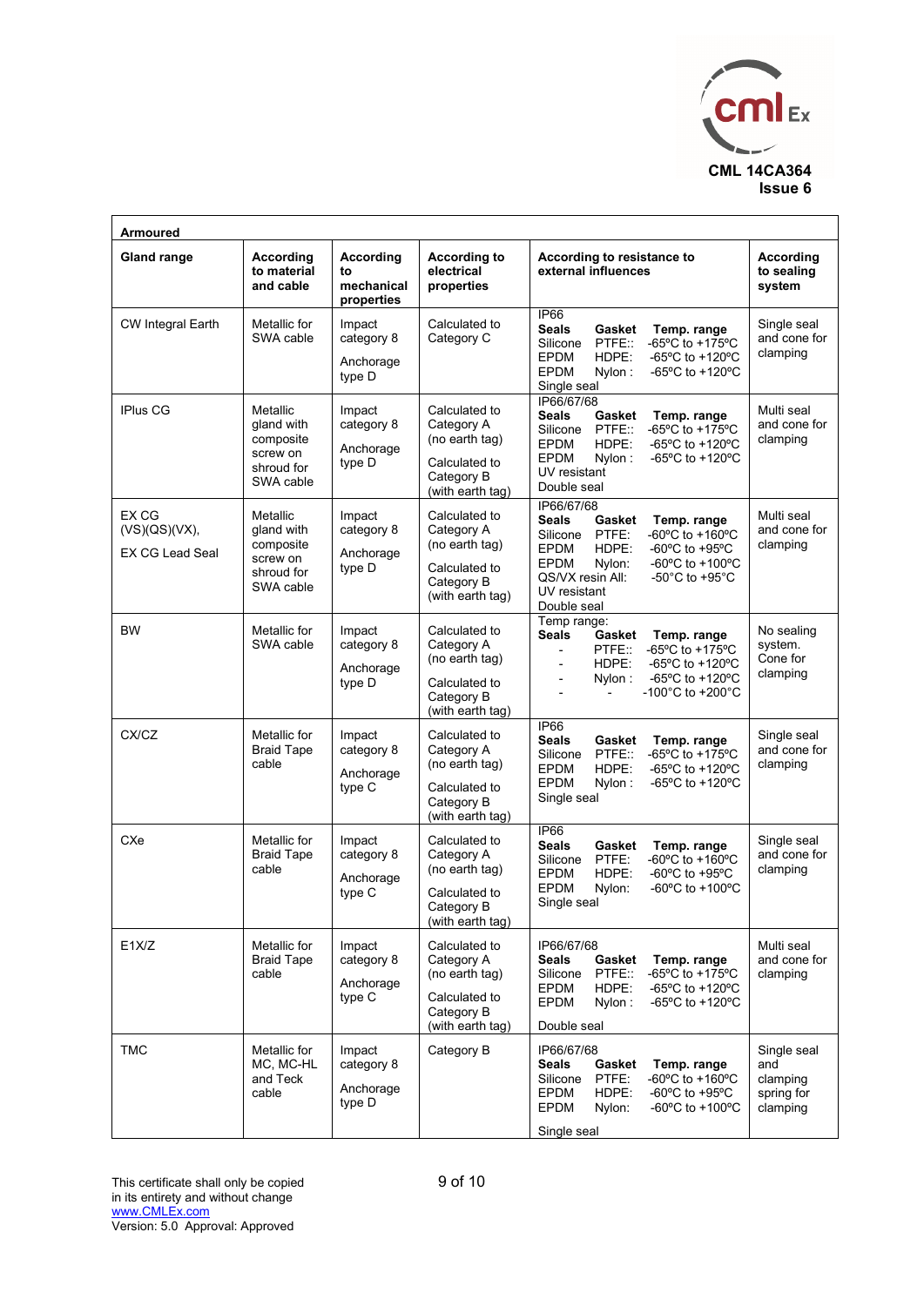**CML 14CA364**
**Issue 6**

| **Armoured** | | | | | |
|---|---|---|---|---|---|
| **Gland range** | **According to material and cable** | **According to mechanical properties** | **According to electrical properties** | **According to resistance to external influences** | **According to sealing system** |
| CW Integral Earth | Metallic for SWA cable | Impact category 8<br>Anchorage type D | Calculated to Category C | IP66<br>**Seals** **Gasket** **Temp. range**<br>Silicone PTFE:: -65ºC to +175ºC<br>EPDM HDPE: -65ºC to +120ºC<br>EPDM Nylon : -65ºC to +120ºC<br>Single seal | Single seal and cone for clamping |
| IPlus CG | Metallic gland with composite screw on shroud for SWA cable | Impact category 8<br>Anchorage type D | Calculated to Category A (no earth tag)<br>Calculated to Category B (with earth tag) | IP66/67/68<br>**Seals** **Gasket** **Temp. range**<br>Silicone PTFE:: -65ºC to +175ºC<br>EPDM HDPE: -65ºC to +120ºC<br>EPDM Nylon : -65ºC to +120ºC<br>UV resistant<br>Double seal | Multi seal and cone for clamping |
| EX CG (VS)(QS)(VX),<br>EX CG Lead Seal | Metallic gland with composite screw on shroud for SWA cable | Impact category 8<br>Anchorage type D | Calculated to Category A (no earth tag)<br>Calculated to Category B (with earth tag) | IP66/67/68<br>**Seals** **Gasket** **Temp. range**<br>Silicone PTFE: -60ºC to +160ºC<br>EPDM HDPE: -60ºC to +95ºC<br>EPDM Nylon: -60ºC to +100ºC<br>QS/VX resin All: -50°C to +95°C<br>UV resistant<br>Double seal | Multi seal and cone for clamping |
| BW | Metallic for SWA cable | Impact category 8<br>Anchorage type D | Calculated to Category A (no earth tag)<br>Calculated to Category B (with earth tag) | Temp range:<br>**Seals** **Gasket** **Temp. range**<br>- PTFE:: -65ºC to +175ºC<br>- HDPE: -65ºC to +120ºC<br>- Nylon : -65ºC to +120ºC<br>- - -100°C to +200°C | No sealing system. Cone for clamping |
| CX/CZ | Metallic for Braid Tape cable | Impact category 8<br>Anchorage type C | Calculated to Category A (no earth tag)<br>Calculated to Category B (with earth tag) | IP66<br>**Seals** **Gasket** **Temp. range**<br>Silicone PTFE:: -65ºC to +175ºC<br>EPDM HDPE: -65ºC to +120ºC<br>EPDM Nylon : -65ºC to +120ºC<br>Single seal | Single seal and cone for clamping |
| CXe | Metallic for Braid Tape cable | Impact category 8<br>Anchorage type C | Calculated to Category A (no earth tag)<br>Calculated to Category B (with earth tag) | IP66<br>**Seals** **Gasket** **Temp. range**<br>Silicone PTFE: -60ºC to +160ºC<br>EPDM HDPE: -60ºC to +95ºC<br>EPDM Nylon: -60ºC to +100ºC<br>Single seal | Single seal and cone for clamping |
| E1X/Z | Metallic for Braid Tape cable | Impact category 8<br>Anchorage type C | Calculated to Category A (no earth tag)<br>Calculated to Category B (with earth tag) | IP66/67/68<br>**Seals** **Gasket** **Temp. range**<br>Silicone PTFE:: -65ºC to +175ºC<br>EPDM HDPE: -65ºC to +120ºC<br>EPDM Nylon : -65ºC to +120ºC<br>Double seal | Multi seal and cone for clamping |
| TMC | Metallic for MC, MC-HL and Teck cable | Impact category 8<br>Anchorage type D | Category B | IP66/67/68<br>**Seals** **Gasket** **Temp. range**<br>Silicone PTFE: -60ºC to +160ºC<br>EPDM HDPE: -60ºC to +95ºC<br>EPDM Nylon: -60ºC to +100ºC<br>Single seal | Single seal and clamping spring for clamping |

This certificate shall only be copied in its entirety and without change
www.CMLEx.com
Version: 5.0 Approval: Approved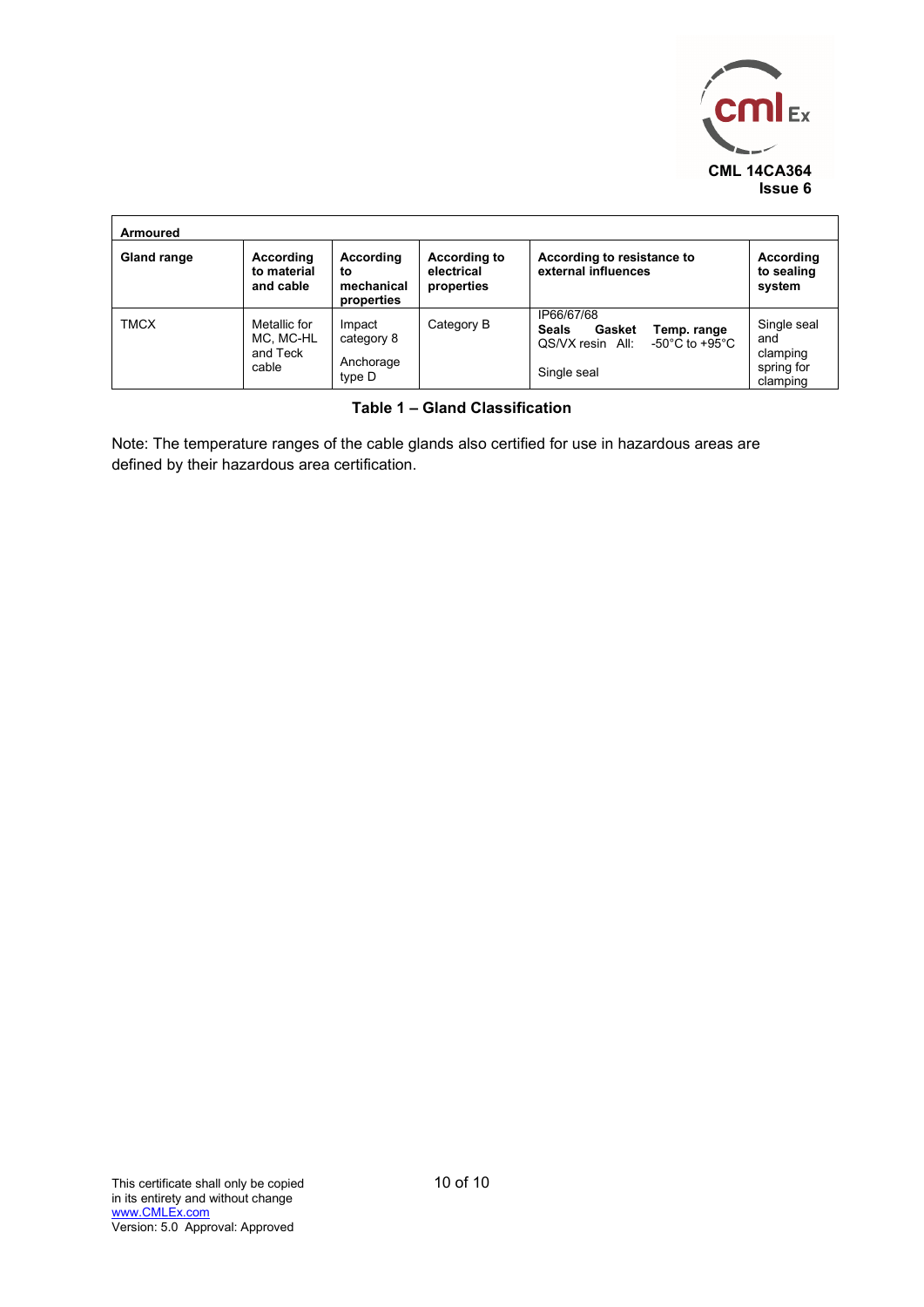| Armoured | | | | | |
|---|---|---|---|---|---|
| **Gland range** | **According to material and cable** | **According to mechanical properties** | **According to electrical properties** | **According to resistance to external influences** | **According to sealing system** |
| TMCX | Metallic for MC, MC-HL and Teck cable | Impact category 8<br><br>Anchorage type D | Category B | IP66/67/68<br>**Seals** **Gasket** **Temp. range**<br>QS/VX resin All: -50°C to +95°C<br><br>Single seal | Single seal and clamping spring for clamping |

**Table 1 – Gland Classification**

Note: The temperature ranges of the cable glands also certified for use in hazardous areas are defined by their hazardous area certification.